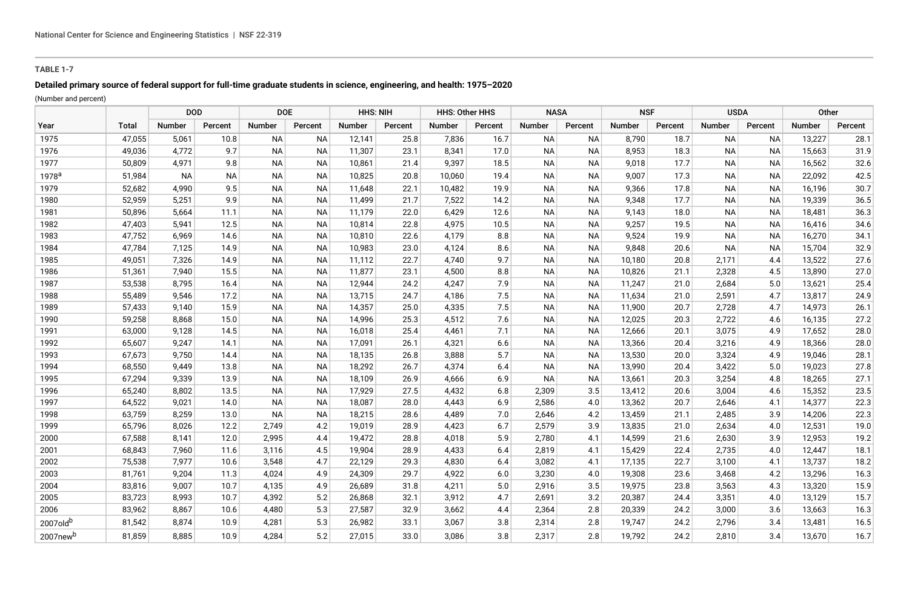**TABLE 1-7**

**Detailed primary source of federal support for full-time graduate students in science, engineering, and health: 1975–2020**

(Number and percent)

| Year | Total | DOD | | DOE | | HHS: NIH | | HHS: Other HHS | | NASA | | NSF | | USDA | | Other | |
|---|---|---|---|---|---|---|---|---|---|---|---|---|---|---|---|---|---|
| | | Number | Percent | Number | Percent | Number | Percent | Number | Percent | Number | Percent | Number | Percent | Number | Percent | Number | Percent |
| 1975 | 47,055 | 5,061 | 10.8 | NA | NA | 12,141 | 25.8 | 7,836 | 16.7 | NA | NA | 8,790 | 18.7 | NA | NA | 13,227 | 28.1 |
| 1976 | 49,036 | 4,772 | 9.7 | NA | NA | 11,307 | 23.1 | 8,341 | 17.0 | NA | NA | 8,953 | 18.3 | NA | NA | 15,663 | 31.9 |
| 1977 | 50,809 | 4,971 | 9.8 | NA | NA | 10,861 | 21.4 | 9,397 | 18.5 | NA | NA | 9,018 | 17.7 | NA | NA | 16,562 | 32.6 |
| 1978[a] | 51,984 | NA | NA | NA | NA | 10,825 | 20.8 | 10,060 | 19.4 | NA | NA | 9,007 | 17.3 | NA | NA | 22,092 | 42.5 |
| 1979 | 52,682 | 4,990 | 9.5 | NA | NA | 11,648 | 22.1 | 10,482 | 19.9 | NA | NA | 9,366 | 17.8 | NA | NA | 16,196 | 30.7 |
| 1980 | 52,959 | 5,251 | 9.9 | NA | NA | 11,499 | 21.7 | 7,522 | 14.2 | NA | NA | 9,348 | 17.7 | NA | NA | 19,339 | 36.5 |
| 1981 | 50,896 | 5,664 | 11.1 | NA | NA | 11,179 | 22.0 | 6,429 | 12.6 | NA | NA | 9,143 | 18.0 | NA | NA | 18,481 | 36.3 |
| 1982 | 47,403 | 5,941 | 12.5 | NA | NA | 10,814 | 22.8 | 4,975 | 10.5 | NA | NA | 9,257 | 19.5 | NA | NA | 16,416 | 34.6 |
| 1983 | 47,752 | 6,969 | 14.6 | NA | NA | 10,810 | 22.6 | 4,179 | 8.8 | NA | NA | 9,524 | 19.9 | NA | NA | 16,270 | 34.1 |
| 1984 | 47,784 | 7,125 | 14.9 | NA | NA | 10,983 | 23.0 | 4,124 | 8.6 | NA | NA | 9,848 | 20.6 | NA | NA | 15,704 | 32.9 |
| 1985 | 49,051 | 7,326 | 14.9 | NA | NA | 11,112 | 22.7 | 4,740 | 9.7 | NA | NA | 10,180 | 20.8 | 2,171 | 4.4 | 13,522 | 27.6 |
| 1986 | 51,361 | 7,940 | 15.5 | NA | NA | 11,877 | 23.1 | 4,500 | 8.8 | NA | NA | 10,826 | 21.1 | 2,328 | 4.5 | 13,890 | 27.0 |
| 1987 | 53,538 | 8,795 | 16.4 | NA | NA | 12,944 | 24.2 | 4,247 | 7.9 | NA | NA | 11,247 | 21.0 | 2,684 | 5.0 | 13,621 | 25.4 |
| 1988 | 55,489 | 9,546 | 17.2 | NA | NA | 13,715 | 24.7 | 4,186 | 7.5 | NA | NA | 11,634 | 21.0 | 2,591 | 4.7 | 13,817 | 24.9 |
| 1989 | 57,433 | 9,140 | 15.9 | NA | NA | 14,357 | 25.0 | 4,335 | 7.5 | NA | NA | 11,900 | 20.7 | 2,728 | 4.7 | 14,973 | 26.1 |
| 1990 | 59,258 | 8,868 | 15.0 | NA | NA | 14,996 | 25.3 | 4,512 | 7.6 | NA | NA | 12,025 | 20.3 | 2,722 | 4.6 | 16,135 | 27.2 |
| 1991 | 63,000 | 9,128 | 14.5 | NA | NA | 16,018 | 25.4 | 4,461 | 7.1 | NA | NA | 12,666 | 20.1 | 3,075 | 4.9 | 17,652 | 28.0 |
| 1992 | 65,607 | 9,247 | 14.1 | NA | NA | 17,091 | 26.1 | 4,321 | 6.6 | NA | NA | 13,366 | 20.4 | 3,216 | 4.9 | 18,366 | 28.0 |
| 1993 | 67,673 | 9,750 | 14.4 | NA | NA | 18,135 | 26.8 | 3,888 | 5.7 | NA | NA | 13,530 | 20.0 | 3,324 | 4.9 | 19,046 | 28.1 |
| 1994 | 68,550 | 9,449 | 13.8 | NA | NA | 18,292 | 26.7 | 4,374 | 6.4 | NA | NA | 13,990 | 20.4 | 3,422 | 5.0 | 19,023 | 27.8 |
| 1995 | 67,294 | 9,339 | 13.9 | NA | NA | 18,109 | 26.9 | 4,666 | 6.9 | NA | NA | 13,661 | 20.3 | 3,254 | 4.8 | 18,265 | 27.1 |
| 1996 | 65,240 | 8,802 | 13.5 | NA | NA | 17,929 | 27.5 | 4,432 | 6.8 | 2,309 | 3.5 | 13,412 | 20.6 | 3,004 | 4.6 | 15,352 | 23.5 |
| 1997 | 64,522 | 9,021 | 14.0 | NA | NA | 18,087 | 28.0 | 4,443 | 6.9 | 2,586 | 4.0 | 13,362 | 20.7 | 2,646 | 4.1 | 14,377 | 22.3 |
| 1998 | 63,759 | 8,259 | 13.0 | NA | NA | 18,215 | 28.6 | 4,489 | 7.0 | 2,646 | 4.2 | 13,459 | 21.1 | 2,485 | 3.9 | 14,206 | 22.3 |
| 1999 | 65,796 | 8,026 | 12.2 | 2,749 | 4.2 | 19,019 | 28.9 | 4,423 | 6.7 | 2,579 | 3.9 | 13,835 | 21.0 | 2,634 | 4.0 | 12,531 | 19.0 |
| 2000 | 67,588 | 8,141 | 12.0 | 2,995 | 4.4 | 19,472 | 28.8 | 4,018 | 5.9 | 2,780 | 4.1 | 14,599 | 21.6 | 2,630 | 3.9 | 12,953 | 19.2 |
| 2001 | 68,843 | 7,960 | 11.6 | 3,116 | 4.5 | 19,904 | 28.9 | 4,433 | 6.4 | 2,819 | 4.1 | 15,429 | 22.4 | 2,735 | 4.0 | 12,447 | 18.1 |
| 2002 | 75,538 | 7,977 | 10.6 | 3,548 | 4.7 | 22,129 | 29.3 | 4,830 | 6.4 | 3,082 | 4.1 | 17,135 | 22.7 | 3,100 | 4.1 | 13,737 | 18.2 |
| 2003 | 81,761 | 9,204 | 11.3 | 4,024 | 4.9 | 24,309 | 29.7 | 4,922 | 6.0 | 3,230 | 4.0 | 19,308 | 23.6 | 3,468 | 4.2 | 13,296 | 16.3 |
| 2004 | 83,816 | 9,007 | 10.7 | 4,135 | 4.9 | 26,689 | 31.8 | 4,211 | 5.0 | 2,916 | 3.5 | 19,975 | 23.8 | 3,563 | 4.3 | 13,320 | 15.9 |
| 2005 | 83,723 | 8,993 | 10.7 | 4,392 | 5.2 | 26,868 | 32.1 | 3,912 | 4.7 | 2,691 | 3.2 | 20,387 | 24.4 | 3,351 | 4.0 | 13,129 | 15.7 |
| 2006 | 83,962 | 8,867 | 10.6 | 4,480 | 5.3 | 27,587 | 32.9 | 3,662 | 4.4 | 2,364 | 2.8 | 20,339 | 24.2 | 3,000 | 3.6 | 13,663 | 16.3 |
| 2007old[b] | 81,542 | 8,874 | 10.9 | 4,281 | 5.3 | 26,982 | 33.1 | 3,067 | 3.8 | 2,314 | 2.8 | 19,747 | 24.2 | 2,796 | 3.4 | 13,481 | 16.5 |
| 2007new[b] | 81,859 | 8,885 | 10.9 | 4,284 | 5.2 | 27,015 | 33.0 | 3,086 | 3.8 | 2,317 | 2.8 | 19,792 | 24.2 | 2,810 | 3.4 | 13,670 | 16.7 |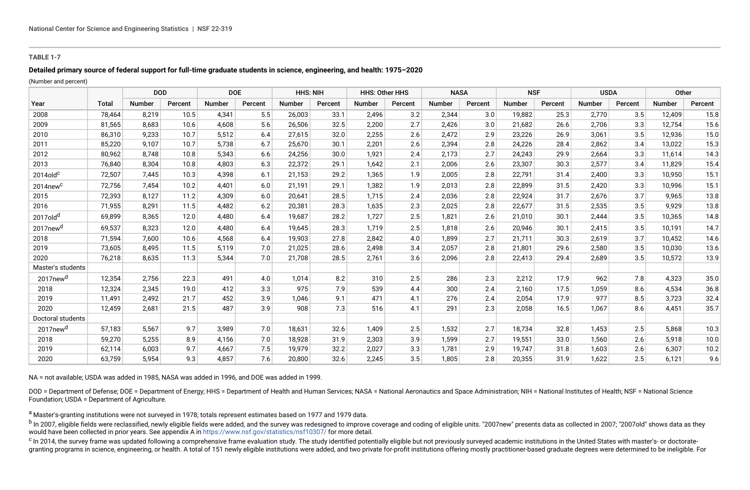**TABLE 1-7**

**Detailed primary source of federal support for full-time graduate students in science, engineering, and health: 1975–2020**

(Number and percent)

| | | DOD | | DOE | | HHS: NIH | | HHS: Other HHS | | NASA | | NSF | | USDA | | Other | |
|---|---|---|---|---|---|---|---|---|---|---|---|---|---|---|---|---|---|
| Year | Total | Number | Percent | Number | Percent | Number | Percent | Number | Percent | Number | Percent | Number | Percent | Number | Percent | Number | Percent |
| 2008 | 78,464 | 8,219 | 10.5 | 4,341 | 5.5 | 26,003 | 33.1 | 2,496 | 3.2 | 2,344 | 3.0 | 19,882 | 25.3 | 2,770 | 3.5 | 12,409 | 15.8 |
| 2009 | 81,565 | 8,683 | 10.6 | 4,608 | 5.6 | 26,506 | 32.5 | 2,200 | 2.7 | 2,426 | 3.0 | 21,682 | 26.6 | 2,706 | 3.3 | 12,754 | 15.6 |
| 2010 | 86,310 | 9,233 | 10.7 | 5,512 | 6.4 | 27,615 | 32.0 | 2,255 | 2.6 | 2,472 | 2.9 | 23,226 | 26.9 | 3,061 | 3.5 | 12,936 | 15.0 |
| 2011 | 85,220 | 9,107 | 10.7 | 5,738 | 6.7 | 25,670 | 30.1 | 2,201 | 2.6 | 2,394 | 2.8 | 24,226 | 28.4 | 2,862 | 3.4 | 13,022 | 15.3 |
| 2012 | 80,962 | 8,748 | 10.8 | 5,343 | 6.6 | 24,256 | 30.0 | 1,921 | 2.4 | 2,173 | 2.7 | 24,243 | 29.9 | 2,664 | 3.3 | 11,614 | 14.3 |
| 2013 | 76,840 | 8,304 | 10.8 | 4,803 | 6.3 | 22,372 | 29.1 | 1,642 | 2.1 | 2,006 | 2.6 | 23,307 | 30.3 | 2,577 | 3.4 | 11,829 | 15.4 |
| 2014old[c] | 72,507 | 7,445 | 10.3 | 4,398 | 6.1 | 21,153 | 29.2 | 1,365 | 1.9 | 2,005 | 2.8 | 22,791 | 31.4 | 2,400 | 3.3 | 10,950 | 15.1 |
| 2014new[c] | 72,756 | 7,454 | 10.2 | 4,401 | 6.0 | 21,191 | 29.1 | 1,382 | 1.9 | 2,013 | 2.8 | 22,899 | 31.5 | 2,420 | 3.3 | 10,996 | 15.1 |
| 2015 | 72,393 | 8,127 | 11.2 | 4,309 | 6.0 | 20,641 | 28.5 | 1,715 | 2.4 | 2,036 | 2.8 | 22,924 | 31.7 | 2,676 | 3.7 | 9,965 | 13.8 |
| 2016 | 71,955 | 8,291 | 11.5 | 4,482 | 6.2 | 20,381 | 28.3 | 1,635 | 2.3 | 2,025 | 2.8 | 22,677 | 31.5 | 2,535 | 3.5 | 9,929 | 13.8 |
| 2017old[d] | 69,899 | 8,365 | 12.0 | 4,480 | 6.4 | 19,687 | 28.2 | 1,727 | 2.5 | 1,821 | 2.6 | 21,010 | 30.1 | 2,444 | 3.5 | 10,365 | 14.8 |
| 2017new[d] | 69,537 | 8,323 | 12.0 | 4,480 | 6.4 | 19,645 | 28.3 | 1,719 | 2.5 | 1,818 | 2.6 | 20,946 | 30.1 | 2,415 | 3.5 | 10,191 | 14.7 |
| 2018 | 71,594 | 7,600 | 10.6 | 4,568 | 6.4 | 19,903 | 27.8 | 2,842 | 4.0 | 1,899 | 2.7 | 21,711 | 30.3 | 2,619 | 3.7 | 10,452 | 14.6 |
| 2019 | 73,605 | 8,495 | 11.5 | 5,119 | 7.0 | 21,025 | 28.6 | 2,498 | 3.4 | 2,057 | 2.8 | 21,801 | 29.6 | 2,580 | 3.5 | 10,030 | 13.6 |
| 2020 | 76,218 | 8,635 | 11.3 | 5,344 | 7.0 | 21,708 | 28.5 | 2,761 | 3.6 | 2,096 | 2.8 | 22,413 | 29.4 | 2,689 | 3.5 | 10,572 | 13.9 |
| Master's students | | | | | | | | | | | | | | | | | |
| 2017new[d] | 12,354 | 2,756 | 22.3 | 491 | 4.0 | 1,014 | 8.2 | 310 | 2.5 | 286 | 2.3 | 2,212 | 17.9 | 962 | 7.8 | 4,323 | 35.0 |
| 2018 | 12,324 | 2,345 | 19.0 | 412 | 3.3 | 975 | 7.9 | 539 | 4.4 | 300 | 2.4 | 2,160 | 17.5 | 1,059 | 8.6 | 4,534 | 36.8 |
| 2019 | 11,491 | 2,492 | 21.7 | 452 | 3.9 | 1,046 | 9.1 | 471 | 4.1 | 276 | 2.4 | 2,054 | 17.9 | 977 | 8.5 | 3,723 | 32.4 |
| 2020 | 12,459 | 2,681 | 21.5 | 487 | 3.9 | 908 | 7.3 | 516 | 4.1 | 291 | 2.3 | 2,058 | 16.5 | 1,067 | 8.6 | 4,451 | 35.7 |
| Doctoral students | | | | | | | | | | | | | | | | | |
| 2017new[d] | 57,183 | 5,567 | 9.7 | 3,989 | 7.0 | 18,631 | 32.6 | 1,409 | 2.5 | 1,532 | 2.7 | 18,734 | 32.8 | 1,453 | 2.5 | 5,868 | 10.3 |
| 2018 | 59,270 | 5,255 | 8.9 | 4,156 | 7.0 | 18,928 | 31.9 | 2,303 | 3.9 | 1,599 | 2.7 | 19,551 | 33.0 | 1,560 | 2.6 | 5,918 | 10.0 |
| 2019 | 62,114 | 6,003 | 9.7 | 4,667 | 7.5 | 19,979 | 32.2 | 2,027 | 3.3 | 1,781 | 2.9 | 19,747 | 31.8 | 1,603 | 2.6 | 6,307 | 10.2 |
| 2020 | 63,759 | 5,954 | 9.3 | 4,857 | 7.6 | 20,800 | 32.6 | 2,245 | 3.5 | 1,805 | 2.8 | 20,355 | 31.9 | 1,622 | 2.5 | 6,121 | 9.6 |

NA = not available; USDA was added in 1985, NASA was added in 1996, and DOE was added in 1999.

DOD = Department of Defense; DOE = Department of Energy; HHS = Department of Health and Human Services; NASA = National Aeronautics and Space Administration; NIH = National Institutes of Health; NSF = National Science Foundation; USDA = Department of Agriculture.

[a] Master's-granting institutions were not surveyed in 1978; totals represent estimates based on 1977 and 1979 data.

[b] In 2007, eligible fields were reclassified, newly eligible fields were added, and the survey was redesigned to improve coverage and coding of eligible units. "2007new" presents data as collected in 2007; "2007old" shows data as they would have been collected in prior years. See appendix A in https://www.nsf.gov/statistics/nsf10307/ for more detail.

[c] In 2014, the survey frame was updated following a comprehensive frame evaluation study. The study identified potentially eligible but not previously surveyed academic institutions in the United States with master's- or doctorate-granting programs in science, engineering, or health. A total of 151 newly eligible institutions were added, and two private for-profit institutions offering mostly practitioner-based graduate degrees were determined to be ineligible. For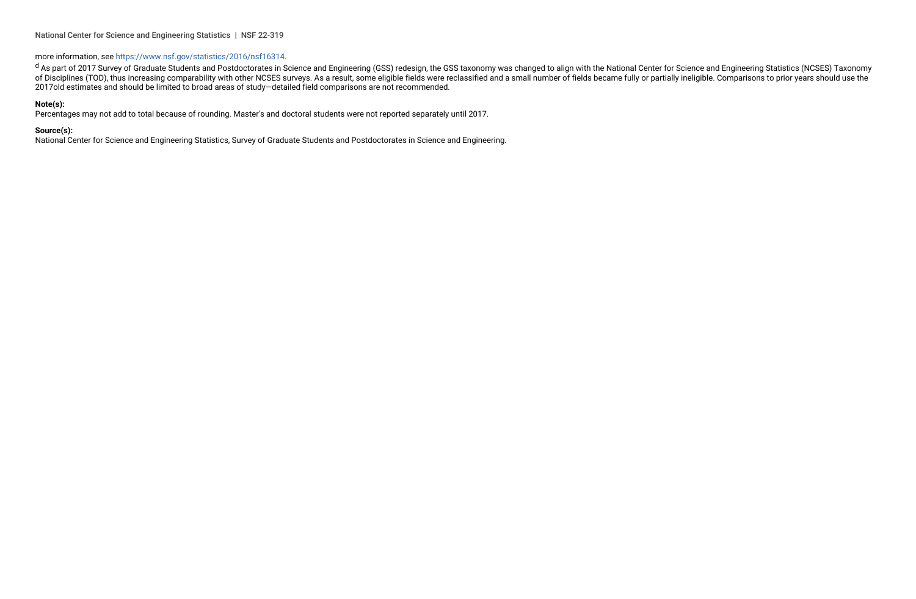more information, see https://www.nsf.gov/statistics/2016/nsf16314.

[d] As part of 2017 Survey of Graduate Students and Postdoctorates in Science and Engineering (GSS) redesign, the GSS taxonomy was changed to align with the National Center for Science and Engineering Statistics (NCSES) Taxonomy of Disciplines (TOD), thus increasing comparability with other NCSES surveys. As a result, some eligible fields were reclassified and a small number of fields became fully or partially ineligible. Comparisons to prior years should use the 2017old estimates and should be limited to broad areas of study—detailed field comparisons are not recommended.

**Note(s):**
Percentages may not add to total because of rounding. Master's and doctoral students were not reported separately until 2017.

**Source(s):**
National Center for Science and Engineering Statistics, Survey of Graduate Students and Postdoctorates in Science and Engineering.